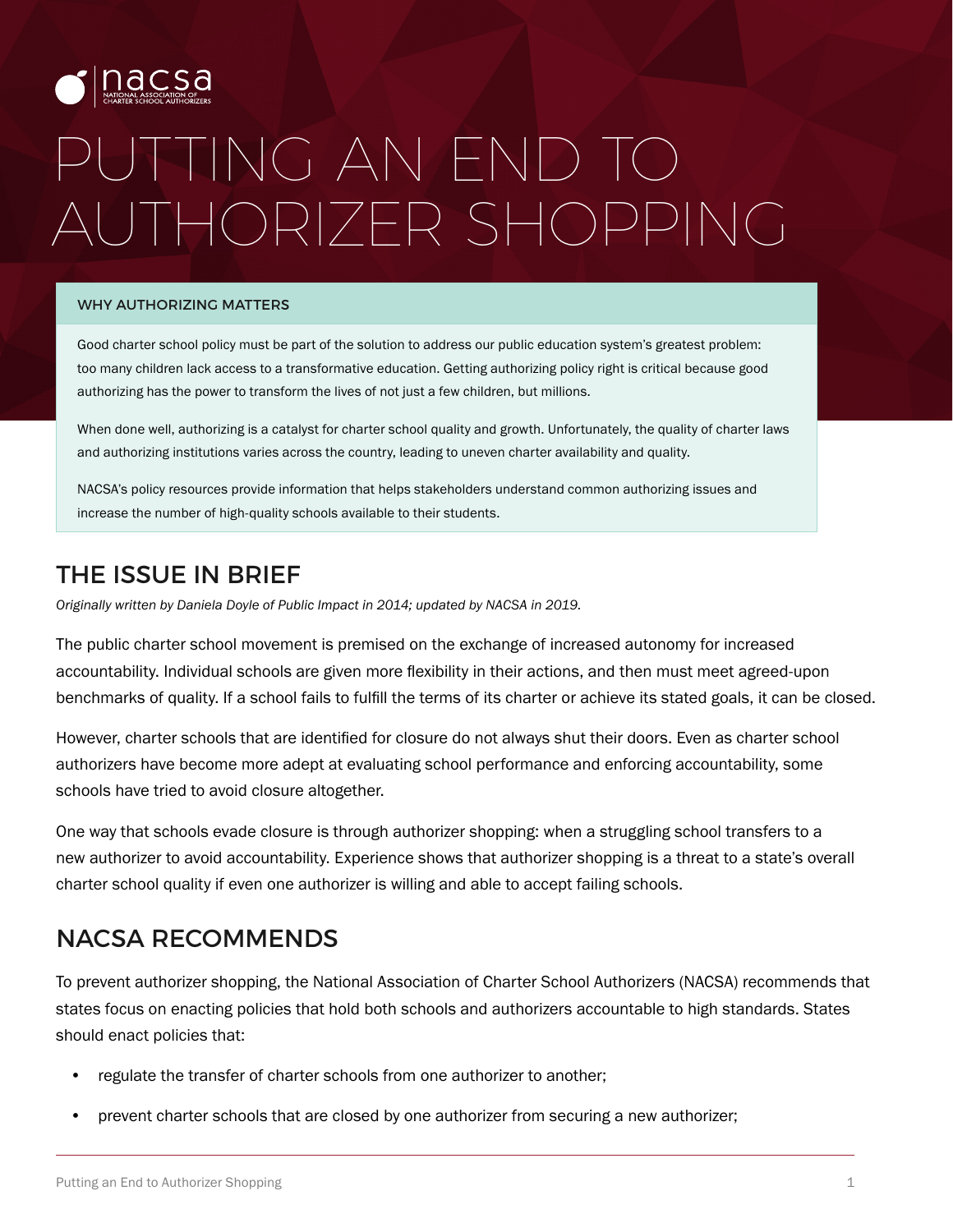nacsa NATIONAL ASSOCIATION OF CHARTER SCHOOL AUTHORIZERS

# PUTTING AN END TO AUTHORIZER SHOPPING

### WHY AUTHORIZING MATTERS

Good charter school policy must be part of the solution to address our public education system's greatest problem: too many children lack access to a transformative education. Getting authorizing policy right is critical because good authorizing has the power to transform the lives of not just a few children, but millions.

When done well, authorizing is a catalyst for charter school quality and growth. Unfortunately, the quality of charter laws and authorizing institutions varies across the country, leading to uneven charter availability and quality.

NACSA's policy resources provide information that helps stakeholders understand common authorizing issues and increase the number of high-quality schools available to their students.

## THE ISSUE IN BRIEF

*Originally written by Daniela Doyle of Public Impact in 2014; updated by NACSA in 2019.*

The public charter school movement is premised on the exchange of increased autonomy for increased accountability. Individual schools are given more flexibility in their actions, and then must meet agreed-upon benchmarks of quality. If a school fails to fulfill the terms of its charter or achieve its stated goals, it can be closed.

However, charter schools that are identified for closure do not always shut their doors. Even as charter school authorizers have become more adept at evaluating school performance and enforcing accountability, some schools have tried to avoid closure altogether.

One way that schools evade closure is through authorizer shopping: when a struggling school transfers to a new authorizer to avoid accountability. Experience shows that authorizer shopping is a threat to a state's overall charter school quality if even one authorizer is willing and able to accept failing schools.

## NACSA RECOMMENDS

To prevent authorizer shopping, the National Association of Charter School Authorizers (NACSA) recommends that states focus on enacting policies that hold both schools and authorizers accountable to high standards. States should enact policies that:

- regulate the transfer of charter schools from one authorizer to another;
- prevent charter schools that are closed by one authorizer from securing a new authorizer;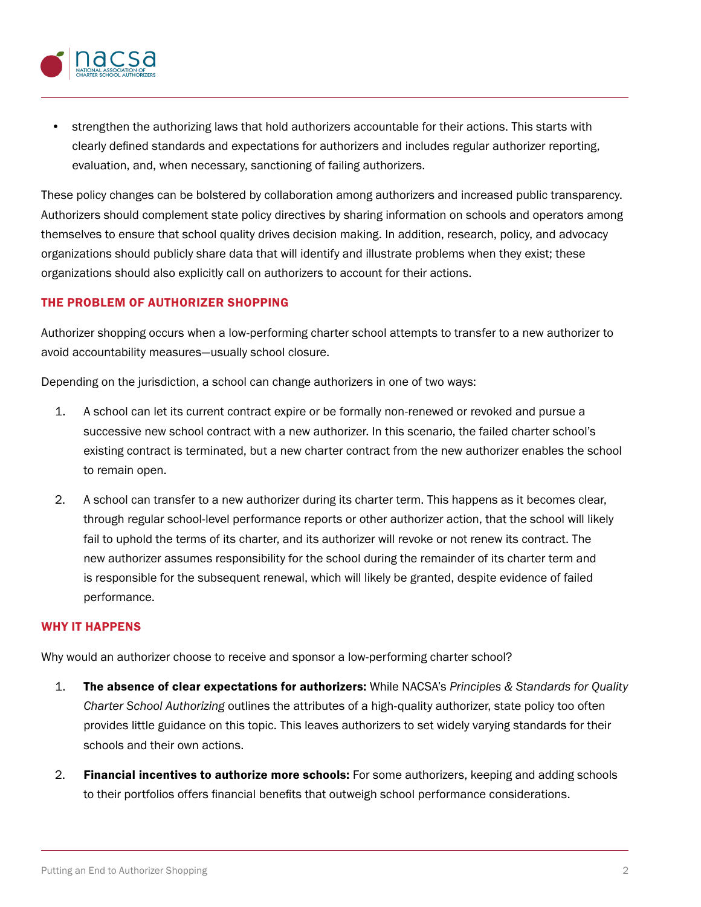- strengthen the authorizing laws that hold authorizers accountable for their actions. This starts with clearly defined standards and expectations for authorizers and includes regular authorizer reporting, evaluation, and, when necessary, sanctioning of failing authorizers.

These policy changes can be bolstered by collaboration among authorizers and increased public transparency. Authorizers should complement state policy directives by sharing information on schools and operators among themselves to ensure that school quality drives decision making. In addition, research, policy, and advocacy organizations should publicly share data that will identify and illustrate problems when they exist; these organizations should also explicitly call on authorizers to account for their actions.

## THE PROBLEM OF AUTHORIZER SHOPPING

Authorizer shopping occurs when a low-performing charter school attempts to transfer to a new authorizer to avoid accountability measures—usually school closure.

Depending on the jurisdiction, a school can change authorizers in one of two ways:

1. A school can let its current contract expire or be formally non-renewed or revoked and pursue a successive new school contract with a new authorizer. In this scenario, the failed charter school's existing contract is terminated, but a new charter contract from the new authorizer enables the school to remain open.

2. A school can transfer to a new authorizer during its charter term. This happens as it becomes clear, through regular school-level performance reports or other authorizer action, that the school will likely fail to uphold the terms of its charter, and its authorizer will revoke or not renew its contract. The new authorizer assumes responsibility for the school during the remainder of its charter term and is responsible for the subsequent renewal, which will likely be granted, despite evidence of failed performance.

## WHY IT HAPPENS

Why would an authorizer choose to receive and sponsor a low-performing charter school?

1. **The absence of clear expectations for authorizers:** While NACSA's *Principles & Standards for Quality Charter School Authorizing* outlines the attributes of a high-quality authorizer, state policy too often provides little guidance on this topic. This leaves authorizers to set widely varying standards for their schools and their own actions.

2. **Financial incentives to authorize more schools:** For some authorizers, keeping and adding schools to their portfolios offers financial benefits that outweigh school performance considerations.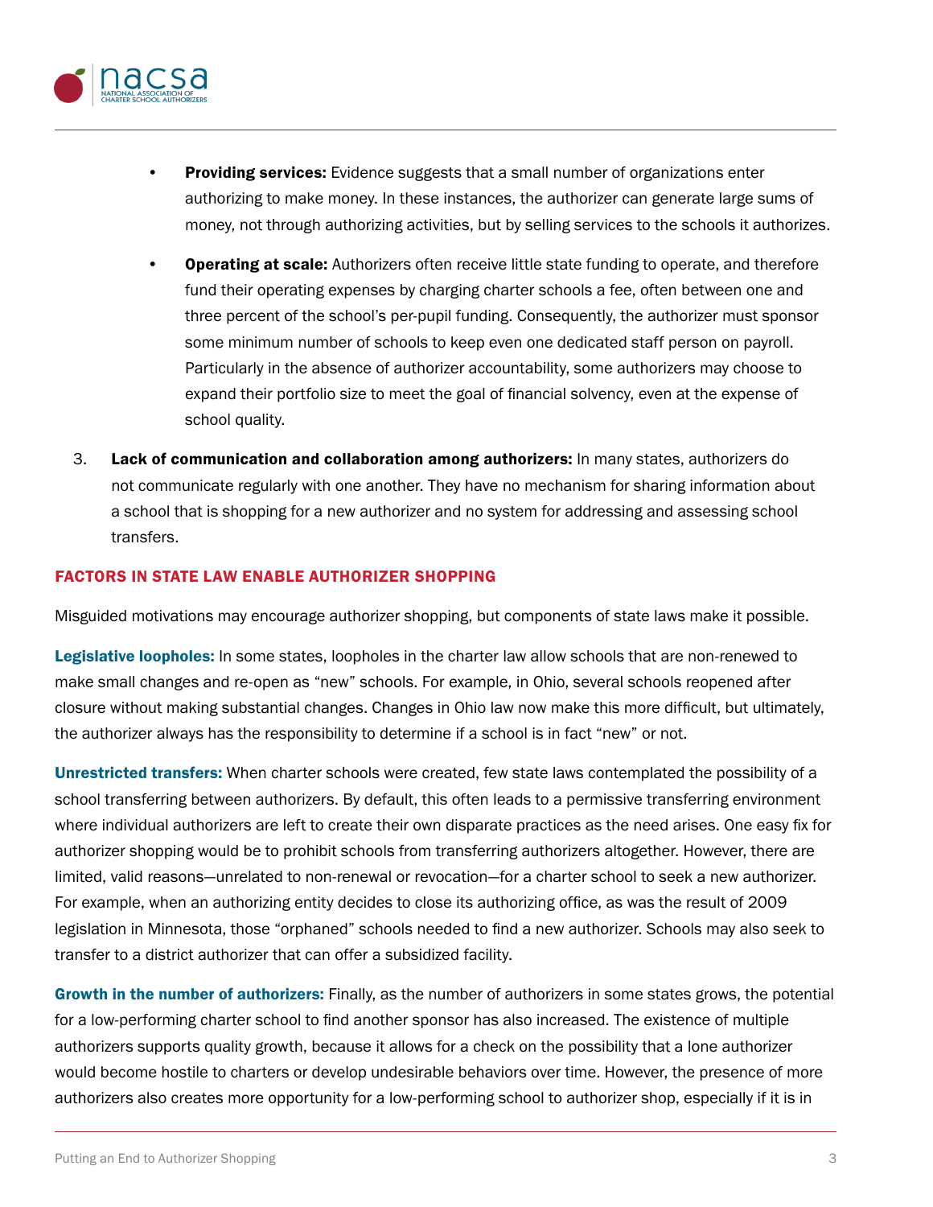- **Providing services:** Evidence suggests that a small number of organizations enter authorizing to make money. In these instances, the authorizer can generate large sums of money, not through authorizing activities, but by selling services to the schools it authorizes.
- **Operating at scale:** Authorizers often receive little state funding to operate, and therefore fund their operating expenses by charging charter schools a fee, often between one and three percent of the school's per-pupil funding. Consequently, the authorizer must sponsor some minimum number of schools to keep even one dedicated staff person on payroll. Particularly in the absence of authorizer accountability, some authorizers may choose to expand their portfolio size to meet the goal of financial solvency, even at the expense of school quality.

3. **Lack of communication and collaboration among authorizers:** In many states, authorizers do not communicate regularly with one another. They have no mechanism for sharing information about a school that is shopping for a new authorizer and no system for addressing and assessing school transfers.

## FACTORS IN STATE LAW ENABLE AUTHORIZER SHOPPING

Misguided motivations may encourage authorizer shopping, but components of state laws make it possible.

**Legislative loopholes:** In some states, loopholes in the charter law allow schools that are non-renewed to make small changes and re-open as "new" schools. For example, in Ohio, several schools reopened after closure without making substantial changes. Changes in Ohio law now make this more difficult, but ultimately, the authorizer always has the responsibility to determine if a school is in fact "new" or not.

**Unrestricted transfers:** When charter schools were created, few state laws contemplated the possibility of a school transferring between authorizers. By default, this often leads to a permissive transferring environment where individual authorizers are left to create their own disparate practices as the need arises. One easy fix for authorizer shopping would be to prohibit schools from transferring authorizers altogether. However, there are limited, valid reasons—unrelated to non-renewal or revocation—for a charter school to seek a new authorizer. For example, when an authorizing entity decides to close its authorizing office, as was the result of 2009 legislation in Minnesota, those "orphaned" schools needed to find a new authorizer. Schools may also seek to transfer to a district authorizer that can offer a subsidized facility.

**Growth in the number of authorizers:** Finally, as the number of authorizers in some states grows, the potential for a low-performing charter school to find another sponsor has also increased. The existence of multiple authorizers supports quality growth, because it allows for a check on the possibility that a lone authorizer would become hostile to charters or develop undesirable behaviors over time. However, the presence of more authorizers also creates more opportunity for a low-performing school to authorizer shop, especially if it is in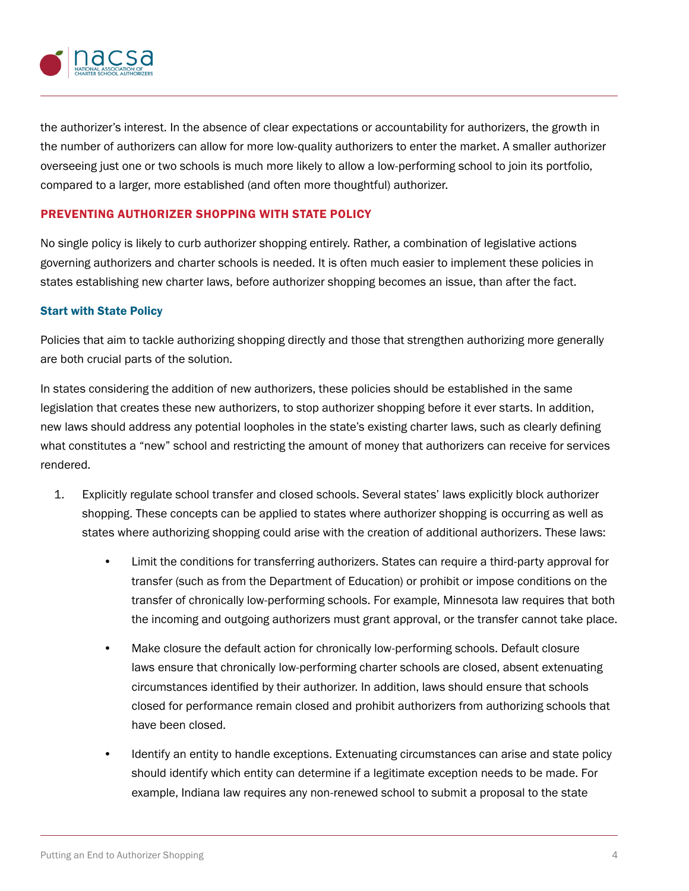the authorizer's interest. In the absence of clear expectations or accountability for authorizers, the growth in the number of authorizers can allow for more low-quality authorizers to enter the market. A smaller authorizer overseeing just one or two schools is much more likely to allow a low-performing school to join its portfolio, compared to a larger, more established (and often more thoughtful) authorizer.

## PREVENTING AUTHORIZER SHOPPING WITH STATE POLICY

No single policy is likely to curb authorizer shopping entirely. Rather, a combination of legislative actions governing authorizers and charter schools is needed. It is often much easier to implement these policies in states establishing new charter laws, before authorizer shopping becomes an issue, than after the fact.

### Start with State Policy

Policies that aim to tackle authorizing shopping directly and those that strengthen authorizing more generally are both crucial parts of the solution.

In states considering the addition of new authorizers, these policies should be established in the same legislation that creates these new authorizers, to stop authorizer shopping before it ever starts. In addition, new laws should address any potential loopholes in the state's existing charter laws, such as clearly defining what constitutes a "new" school and restricting the amount of money that authorizers can receive for services rendered.

1. Explicitly regulate school transfer and closed schools. Several states' laws explicitly block authorizer shopping. These concepts can be applied to states where authorizer shopping is occurring as well as states where authorizing shopping could arise with the creation of additional authorizers. These laws:

    - Limit the conditions for transferring authorizers. States can require a third-party approval for transfer (such as from the Department of Education) or prohibit or impose conditions on the transfer of chronically low-performing schools. For example, Minnesota law requires that both the incoming and outgoing authorizers must grant approval, or the transfer cannot take place.

    - Make closure the default action for chronically low-performing schools. Default closure laws ensure that chronically low-performing charter schools are closed, absent extenuating circumstances identified by their authorizer. In addition, laws should ensure that schools closed for performance remain closed and prohibit authorizers from authorizing schools that have been closed.

    - Identify an entity to handle exceptions. Extenuating circumstances can arise and state policy should identify which entity can determine if a legitimate exception needs to be made. For example, Indiana law requires any non-renewed school to submit a proposal to the state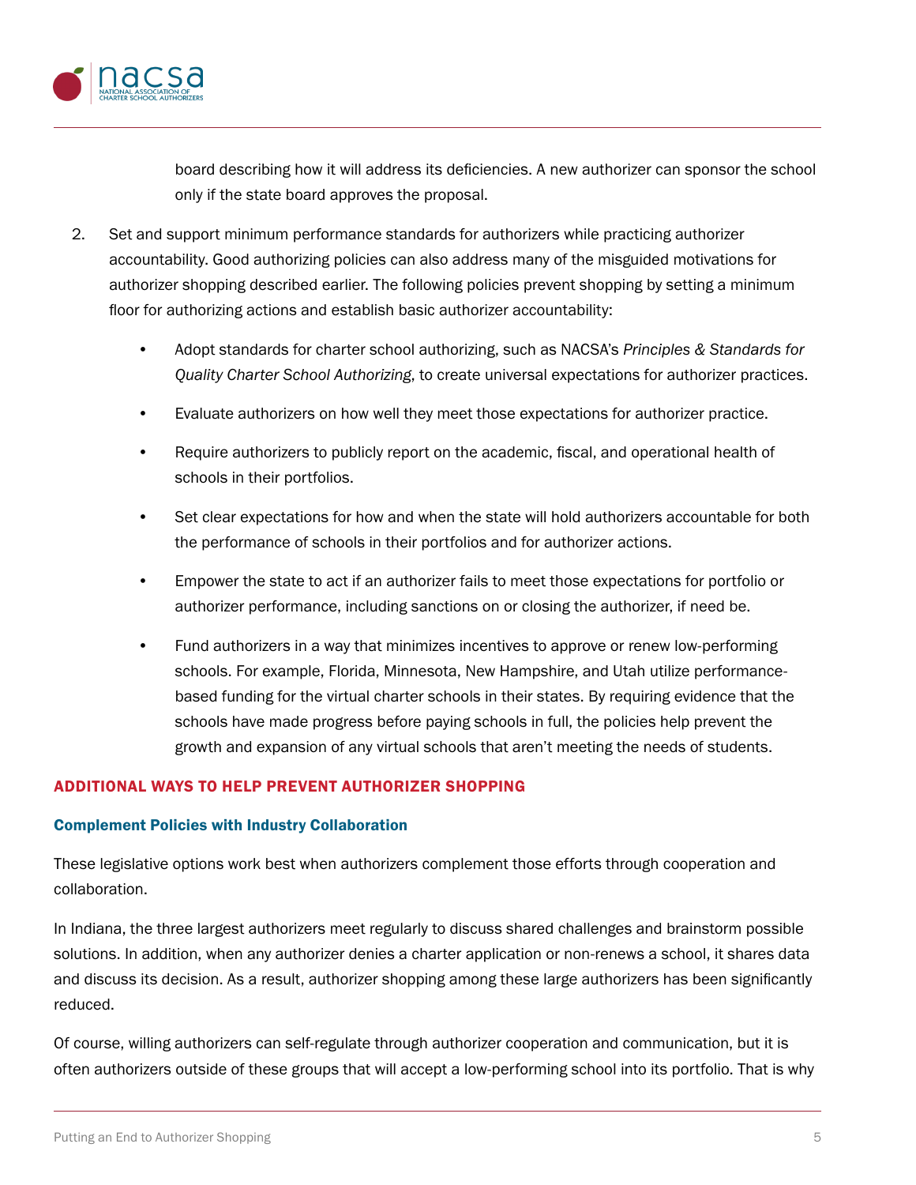board describing how it will address its deficiencies. A new authorizer can sponsor the school only if the state board approves the proposal.

2. Set and support minimum performance standards for authorizers while practicing authorizer accountability. Good authorizing policies can also address many of the misguided motivations for authorizer shopping described earlier. The following policies prevent shopping by setting a minimum floor for authorizing actions and establish basic authorizer accountability:

    - Adopt standards for charter school authorizing, such as NACSA's *Principles & Standards for Quality Charter School Authorizing*, to create universal expectations for authorizer practices.
    - Evaluate authorizers on how well they meet those expectations for authorizer practice.
    - Require authorizers to publicly report on the academic, fiscal, and operational health of schools in their portfolios.
    - Set clear expectations for how and when the state will hold authorizers accountable for both the performance of schools in their portfolios and for authorizer actions.
    - Empower the state to act if an authorizer fails to meet those expectations for portfolio or authorizer performance, including sanctions on or closing the authorizer, if need be.
    - Fund authorizers in a way that minimizes incentives to approve or renew low-performing schools. For example, Florida, Minnesota, New Hampshire, and Utah utilize performance-based funding for the virtual charter schools in their states. By requiring evidence that the schools have made progress before paying schools in full, the policies help prevent the growth and expansion of any virtual schools that aren't meeting the needs of students.

## ADDITIONAL WAYS TO HELP PREVENT AUTHORIZER SHOPPING

### Complement Policies with Industry Collaboration

These legislative options work best when authorizers complement those efforts through cooperation and collaboration.

In Indiana, the three largest authorizers meet regularly to discuss shared challenges and brainstorm possible solutions. In addition, when any authorizer denies a charter application or non-renews a school, it shares data and discuss its decision. As a result, authorizer shopping among these large authorizers has been significantly reduced.

Of course, willing authorizers can self-regulate through authorizer cooperation and communication, but it is often authorizers outside of these groups that will accept a low-performing school into its portfolio. That is why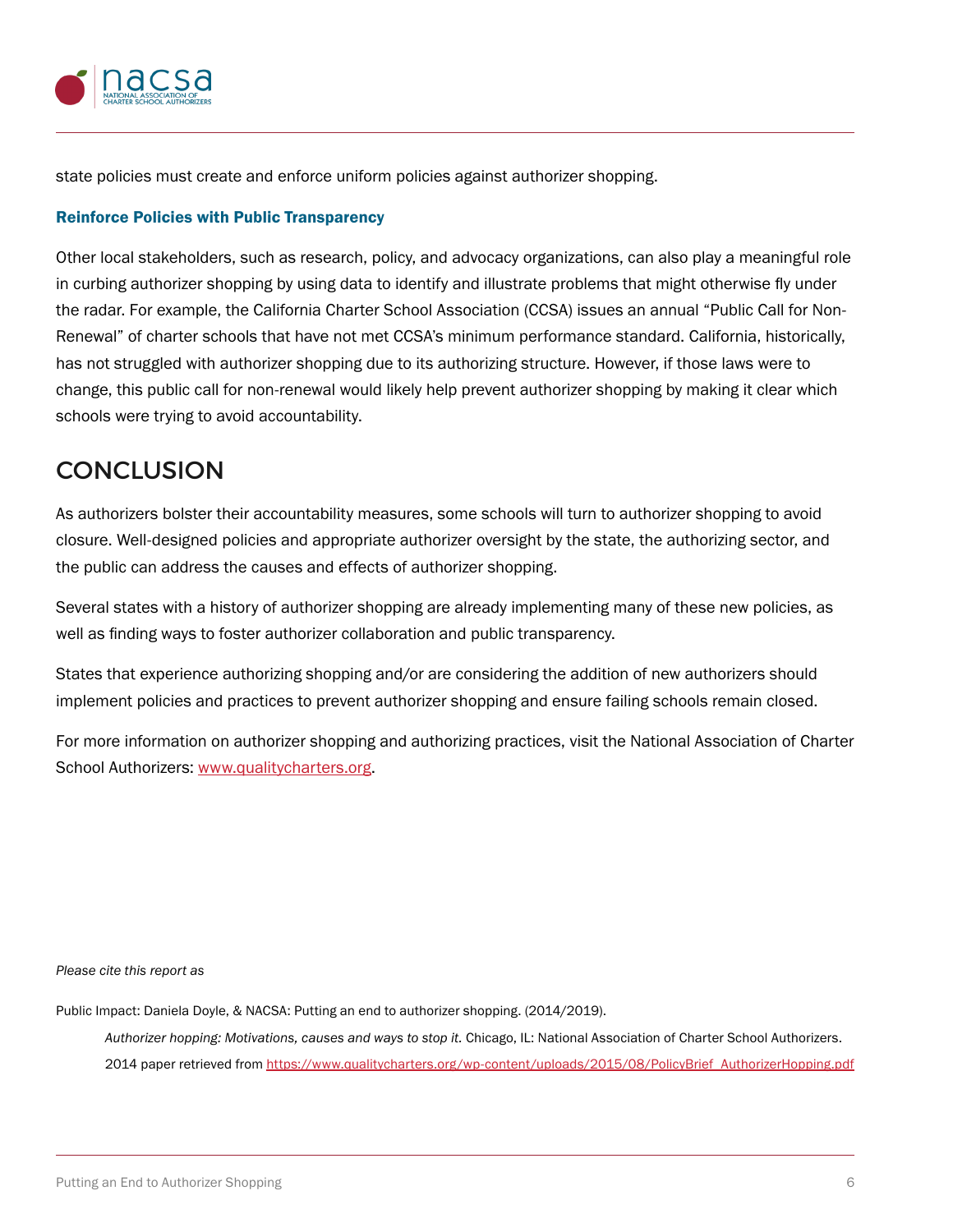state policies must create and enforce uniform policies against authorizer shopping.

### Reinforce Policies with Public Transparency

Other local stakeholders, such as research, policy, and advocacy organizations, can also play a meaningful role in curbing authorizer shopping by using data to identify and illustrate problems that might otherwise fly under the radar. For example, the California Charter School Association (CCSA) issues an annual "Public Call for Non-Renewal" of charter schools that have not met CCSA's minimum performance standard. California, historically, has not struggled with authorizer shopping due to its authorizing structure. However, if those laws were to change, this public call for non-renewal would likely help prevent authorizer shopping by making it clear which schools were trying to avoid accountability.

## CONCLUSION

As authorizers bolster their accountability measures, some schools will turn to authorizer shopping to avoid closure. Well-designed policies and appropriate authorizer oversight by the state, the authorizing sector, and the public can address the causes and effects of authorizer shopping.

Several states with a history of authorizer shopping are already implementing many of these new policies, as well as finding ways to foster authorizer collaboration and public transparency.

States that experience authorizing shopping and/or are considering the addition of new authorizers should implement policies and practices to prevent authorizer shopping and ensure failing schools remain closed.

For more information on authorizer shopping and authorizing practices, visit the National Association of Charter School Authorizers: www.qualitycharters.org.

*Please cite this report as*

Public Impact: Daniela Doyle, & NACSA: Putting an end to authorizer shopping. (2014/2019).

*Authorizer hopping: Motivations, causes and ways to stop it.* Chicago, IL: National Association of Charter School Authorizers. 2014 paper retrieved from https://www.qualitycharters.org/wp-content/uploads/2015/08/PolicyBrief_AuthorizerHopping.pdf